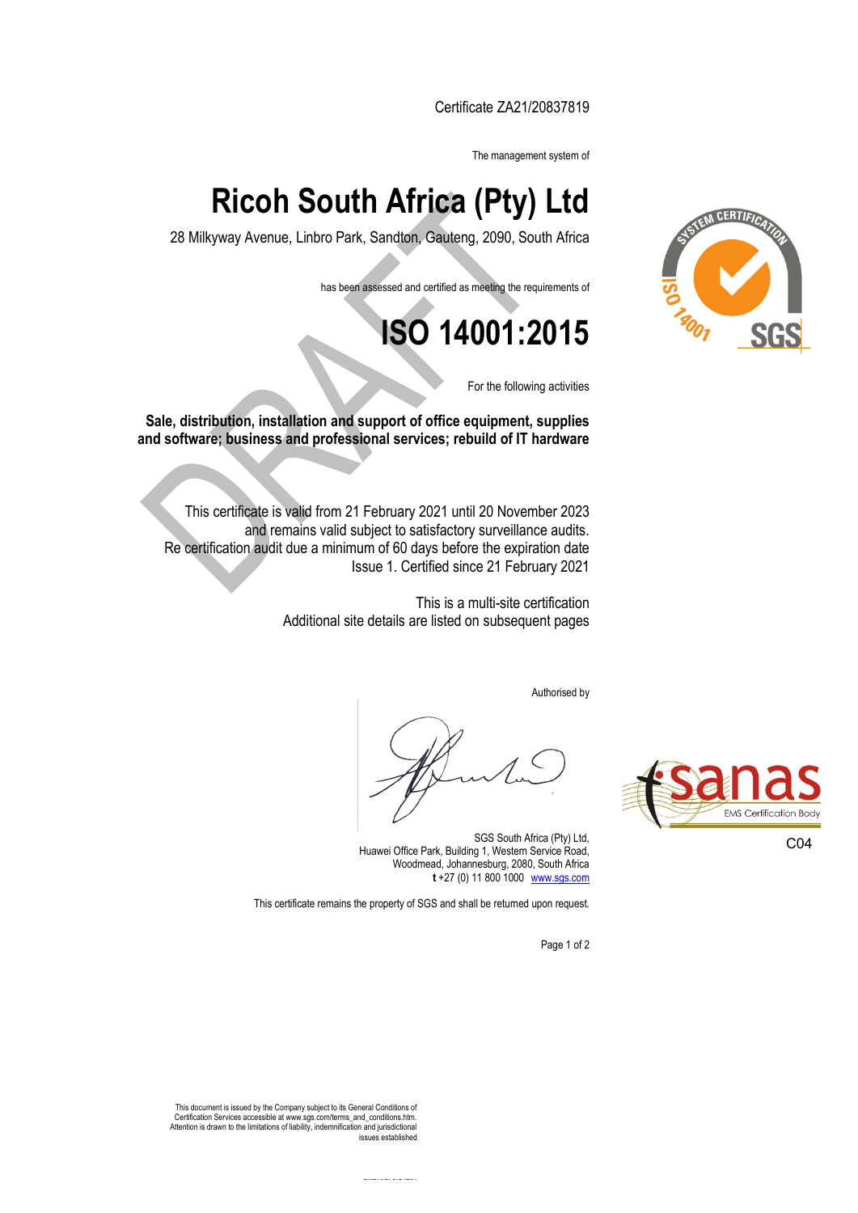Certificate ZA21/20837819

The management system of

# Ricoh South Africa (Pty) Ltd

28 Milkyway Avenue, Linbro Park, Sandton, Gauteng, 2090, South Africa

has been assessed and certified as meeting the requirements of

# ISO 14001:2015

For the following activities

**Sale, distribution, installation and support of office equipment, supplies and software; business and professional services; rebuild of IT hardware**

This certificate is valid from 21 February 2021 until 20 November 2023 and remains valid subject to satisfactory surveillance audits.
Re certification audit due a minimum of 60 days before the expiration date
Issue 1. Certified since 21 February 2021

This is a multi-site certification
Additional site details are listed on subsequent pages

Authorised by

SGS South Africa (Pty) Ltd,
Huawei Office Park, Building 1, Western Service Road,
Woodmead, Johannesburg, 2080, South Africa
**t** +27 (0) 11 800 1000 www.sgs.com

C04

This certificate remains the property of SGS and shall be returned upon request.

This document is issued by the Company subject to its General Conditions of Certification Services accessible at www.sgs.com/terms_and_conditions.htm. Attention is drawn to the limitations of liability, indemnification and jurisdictional issues established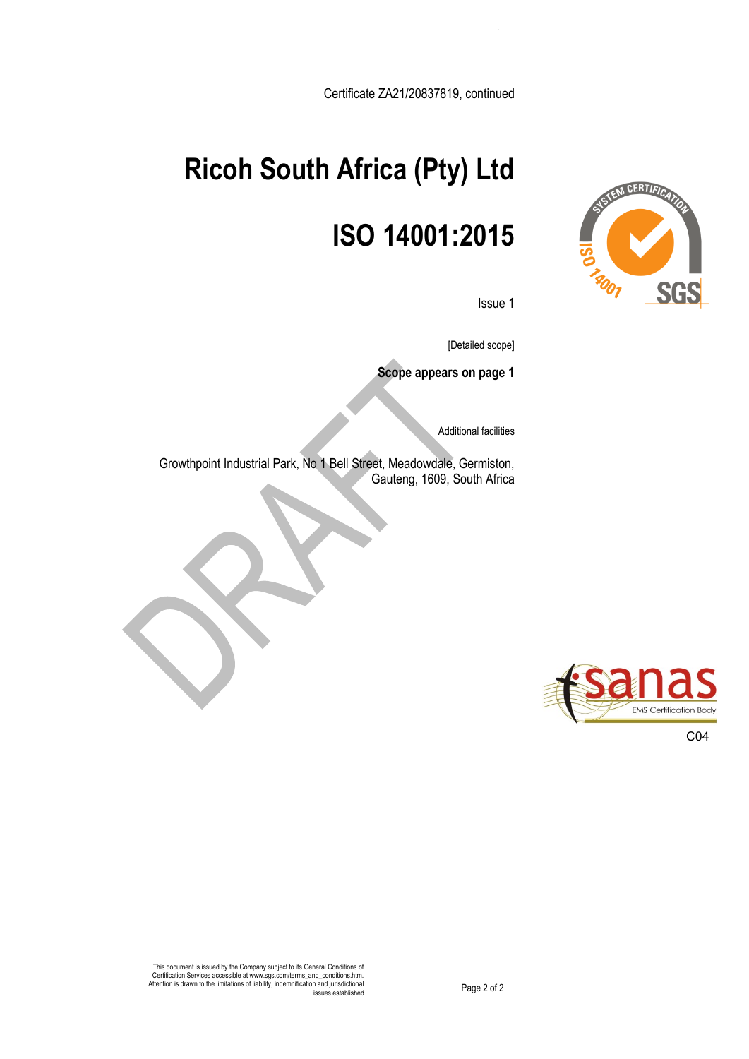Certificate ZA21/20837819, continued

# Ricoh South Africa (Pty) Ltd

# ISO 14001:2015

Issue 1

[Detailed scope]

**Scope appears on page 1**

Additional facilities

Growthpoint Industrial Park, No 1 Bell Street, Meadowdale, Germiston, Gauteng, 1609, South Africa

DRAFT

C04

This document is issued by the Company subject to its General Conditions of Certification Services accessible at www.sgs.com/terms_and_conditions.htm. Attention is drawn to the limitations of liability, indemnification and jurisdictional issues established